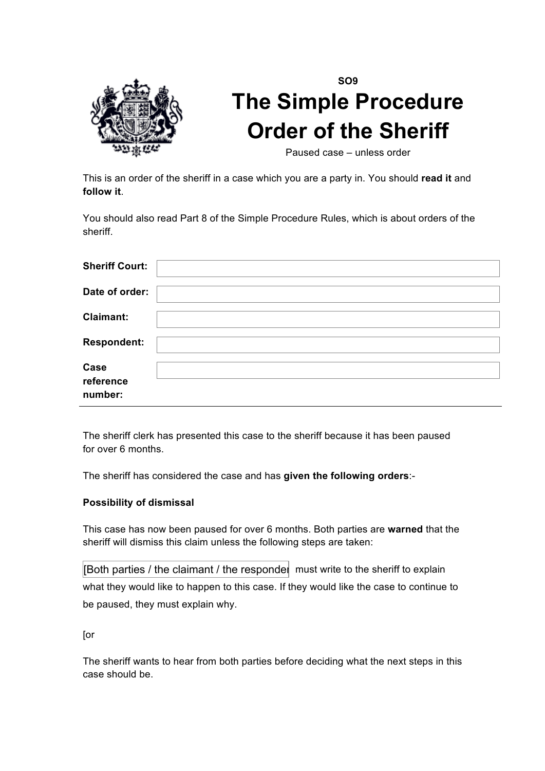SO9

# The Simple Procedure Order of the Sheriff

Paused case – unless order

This is an order of the sheriff in a case which you are a party in. You should **read it** and **follow it**.

You should also read Part 8 of the Simple Procedure Rules, which is about orders of the sheriff.

| | |
|---|---|
| **Sheriff Court:** | |
| **Date of order:** | |
| **Claimant:** | |
| **Respondent:** | |
| **Case reference number:** | |

The sheriff clerk has presented this case to the sheriff because it has been paused for over 6 months.

The sheriff has considered the case and has **given the following orders**:-

**Possibility of dismissal**

This case has now been paused for over 6 months. Both parties are **warned** that the sheriff will dismiss this claim unless the following steps are taken:

[Both parties / the claimant / the responder must write to the sheriff to explain what they would like to happen to this case. If they would like the case to continue to be paused, they must explain why.

[or

The sheriff wants to hear from both parties before deciding what the next steps in this case should be.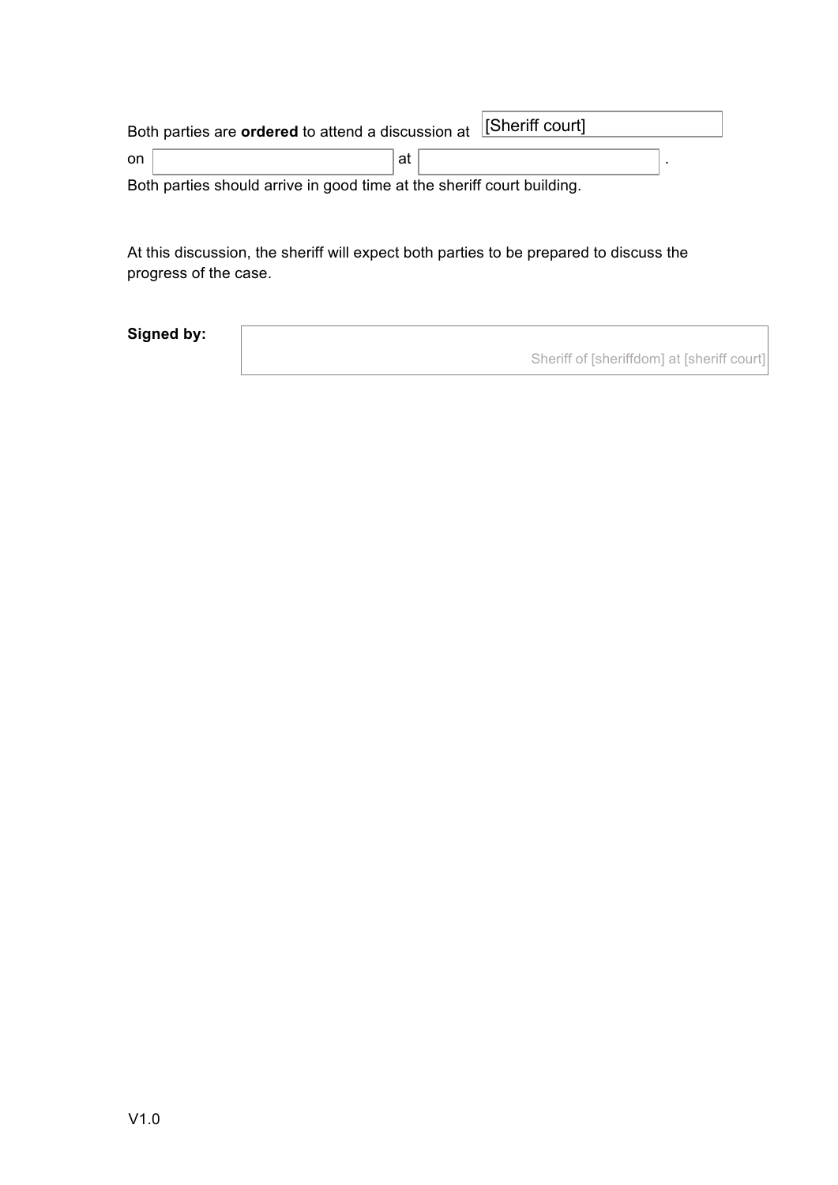Both parties are **ordered** to attend a discussion at [Sheriff court]

on ______________ at ______________ .

Both parties should arrive in good time at the sheriff court building.

At this discussion, the sheriff will expect both parties to be prepared to discuss the progress of the case.

**Signed by:**

Sheriff of [sheriffdom] at [sheriff court]

V1.0